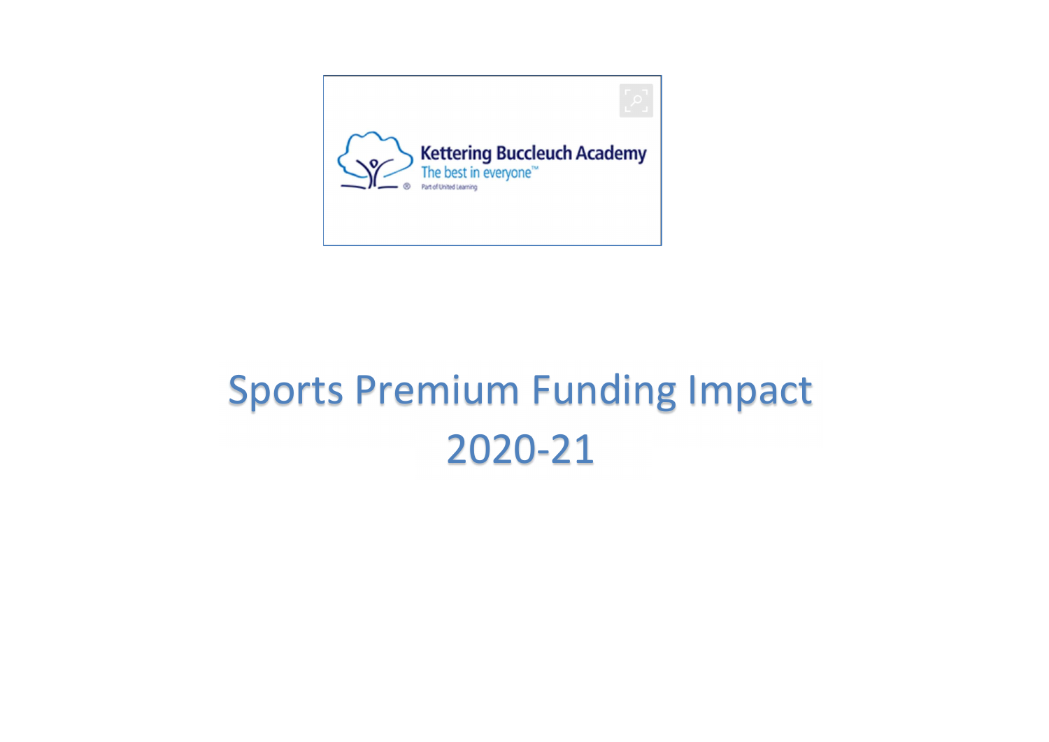Kettering Buccleuch Academy

The best in everyone™

Part of United Learning

# Sports Premium Funding Impact 2020-21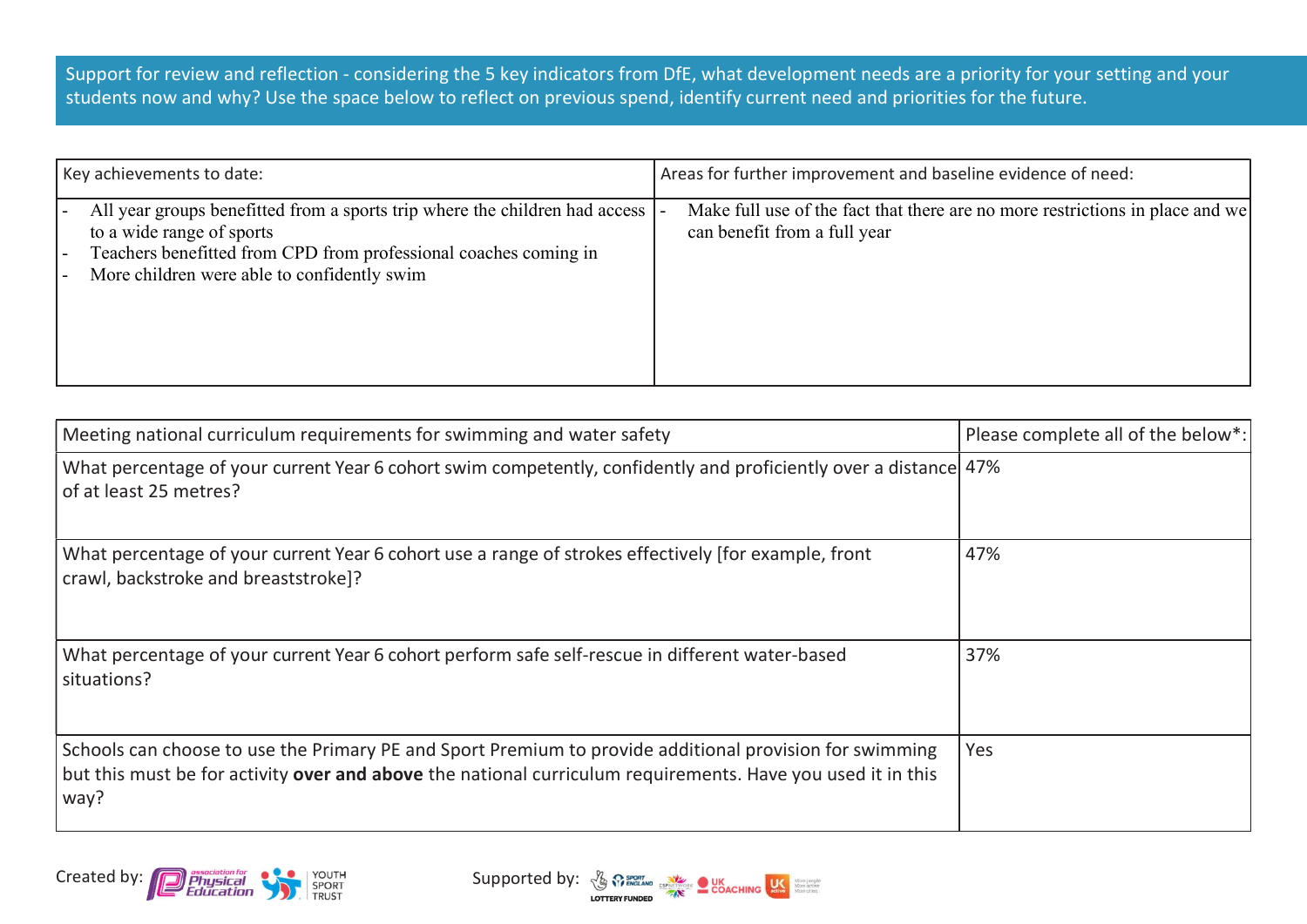Support for review and reflection - considering the 5 key indicators from DfE, what development needs are a priority for your setting and your students now and why? Use the space below to reflect on previous spend, identify current need and priorities for the future.

| Key achievements to date: | Areas for further improvement and baseline evidence of need: |
| --- | --- |
| - All year groups benefitted from a sports trip where the children had access to a wide range of sports<br>- Teachers benefitted from CPD from professional coaches coming in<br>- More children were able to confidently swim | - Make full use of the fact that there are no more restrictions in place and we can benefit from a full year |

| Meeting national curriculum requirements for swimming and water safety | Please complete all of the below*: |
| --- | --- |
| What percentage of your current Year 6 cohort swim competently, confidently and proficiently over a distance of at least 25 metres? | 47% |
| What percentage of your current Year 6 cohort use a range of strokes effectively [for example, front crawl, backstroke and breaststroke]? | 47% |
| What percentage of your current Year 6 cohort perform safe self-rescue in different water-based situations? | 37% |
| Schools can choose to use the Primary PE and Sport Premium to provide additional provision for swimming but this must be for activity **over and above** the national curriculum requirements. Have you used it in this way? | Yes |

Created by: Association for Physical Education, Youth Sport Trust

Supported by: Sport England, Lottery Funded, CSPNetwork, UK Coaching, UK Active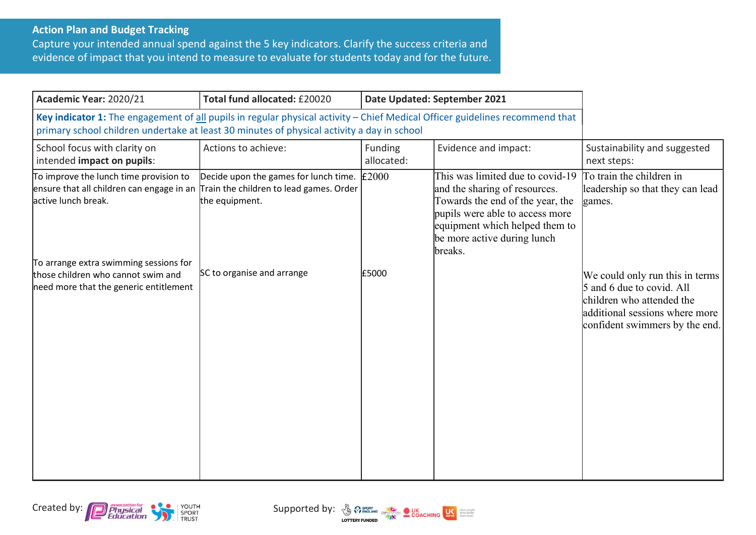**Action Plan and Budget Tracking**

Capture your intended annual spend against the 5 key indicators. Clarify the success criteria and evidence of impact that you intend to measure to evaluate for students today and for the future.

| **Academic Year:** 2020/21 | **Total fund allocated:** £20020 | **Date Updated: September 2021** | | |
|---|---|---|---|---|
| **Key indicator 1:** The engagement of all pupils in regular physical activity – Chief Medical Officer guidelines recommend that primary school children undertake at least 30 minutes of physical activity a day in school | | | | |
| School focus with clarity on intended **impact on pupils**: | Actions to achieve: | Funding allocated: | Evidence and impact: | Sustainability and suggested next steps: |
| To improve the lunch time provision to ensure that all children can engage in an active lunch break. | Decide upon the games for lunch time. Train the children to lead games. Order the equipment. | £2000 | This was limited due to covid-19 and the sharing of resources. Towards the end of the year, the pupils were able to access more equipment which helped them to be more active during lunch breaks. | To train the children in leadership so that they can lead games. |
| To arrange extra swimming sessions for those children who cannot swim and need more that the generic entitlement | SC to organise and arrange | £5000 | | We could only run this in terms 5 and 6 due to covid. All children who attended the additional sessions where more confident swimmers by the end. |

Created by: Association for Physical Education, Youth Sport Trust

Supported by: Sport England, Lottery Funded, CSPNetwork, UK Coaching, UK Active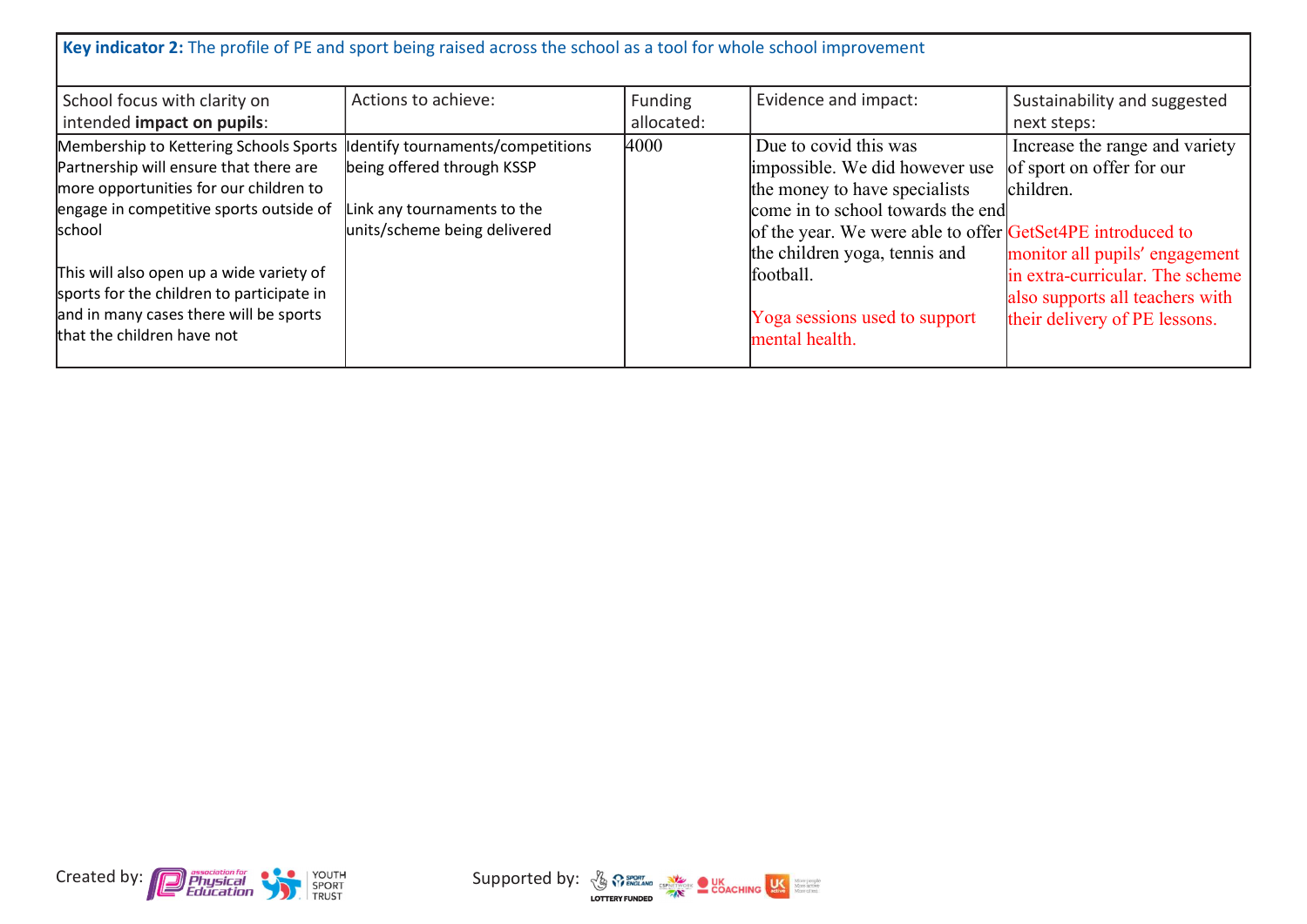| **Key indicator 2:** The profile of PE and sport being raised across the school as a tool for whole school improvement | | | | |
|---|---|---|---|---|
| School focus with clarity on intended **impact on pupils**: | Actions to achieve: | Funding allocated: | Evidence and impact: | Sustainability and suggested next steps: |
| Membership to Kettering Schools Sports Partnership will ensure that there are more opportunities for our children to engage in competitive sports outside of school<br><br>This will also open up a wide variety of sports for the children to participate in and in many cases there will be sports that the children have not | Identify tournaments/competitions being offered through KSSP<br><br>Link any tournaments to the units/scheme being delivered | 4000 | Due to covid this was impossible. We did however use the money to have specialists come in to school towards the end of the year. We were able to offer the children yoga, tennis and football.<br><br>Yoga sessions used to support mental health. | Increase the range and variety of sport on offer for our children.<br><br>GetSet4PE introduced to monitor all pupils' engagement in extra-curricular. The scheme also supports all teachers with their delivery of PE lessons. |

Created by: Association for Physical Education, Youth Sport Trust

Supported by: Sport England, Lottery Funded, CSPNetwork, UK Coaching, UK Active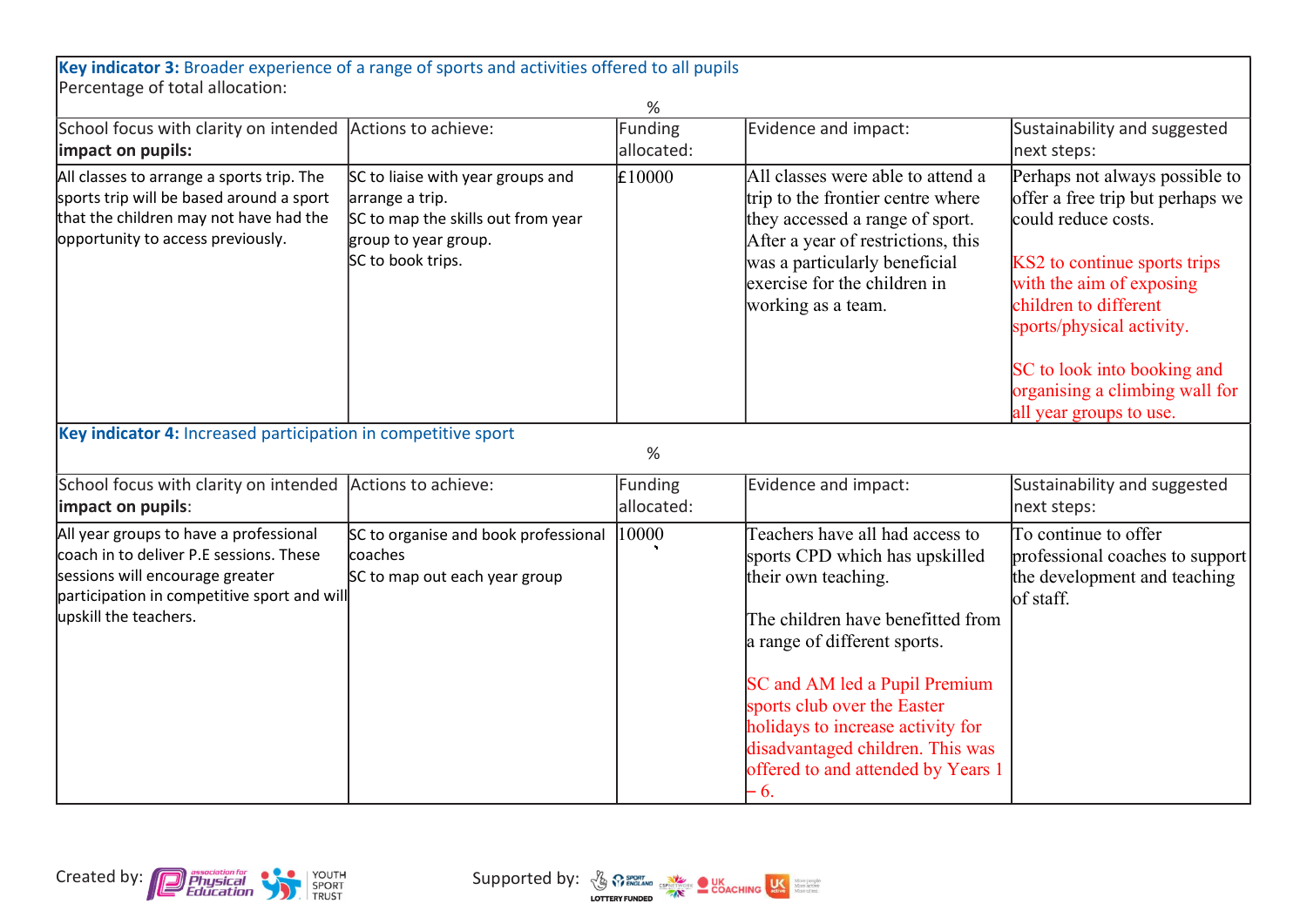**Key indicator 3:** Broader experience of a range of sports and activities offered to all pupils

Percentage of total allocation:

%

| School focus with clarity on intended **impact on pupils:** | Actions to achieve: | Funding allocated: | Evidence and impact: | Sustainability and suggested next steps: |
|---|---|---|---|---|
| All classes to arrange a sports trip. The sports trip will be based around a sport that the children may not have had the opportunity to access previously. | SC to liaise with year groups and arrange a trip.<br>SC to map the skills out from year group to year group.<br>SC to book trips. | £10000 | All classes were able to attend a trip to the frontier centre where they accessed a range of sport. After a year of restrictions, this was a particularly beneficial exercise for the children in working as a team. | Perhaps not always possible to offer a free trip but perhaps we could reduce costs.<br><br>KS2 to continue sports trips with the aim of exposing children to different sports/physical activity.<br><br>SC to look into booking and organising a climbing wall for all year groups to use. |

**Key indicator 4:** Increased participation in competitive sport

%

| School focus with clarity on intended **impact on pupils**: | Actions to achieve: | Funding allocated: | Evidence and impact: | Sustainability and suggested next steps: |
|---|---|---|---|---|
| All year groups to have a professional coach in to deliver P.E sessions. These sessions will encourage greater participation in competitive sport and will upskill the teachers. | SC to organise and book professional coaches<br>SC to map out each year group | 10000 | Teachers have all had access to sports CPD which has upskilled their own teaching.<br><br>The children have benefitted from a range of different sports.<br><br>SC and AM led a Pupil Premium sports club over the Easter holidays to increase activity for disadvantaged children. This was offered to and attended by Years 1 – 6. | To continue to offer professional coaches to support the development and teaching of staff. |

Created by: association for Physical Education, YOUTH SPORT TRUST

Supported by: SPORT ENGLAND LOTTERY FUNDED, UK COACHING, UK active